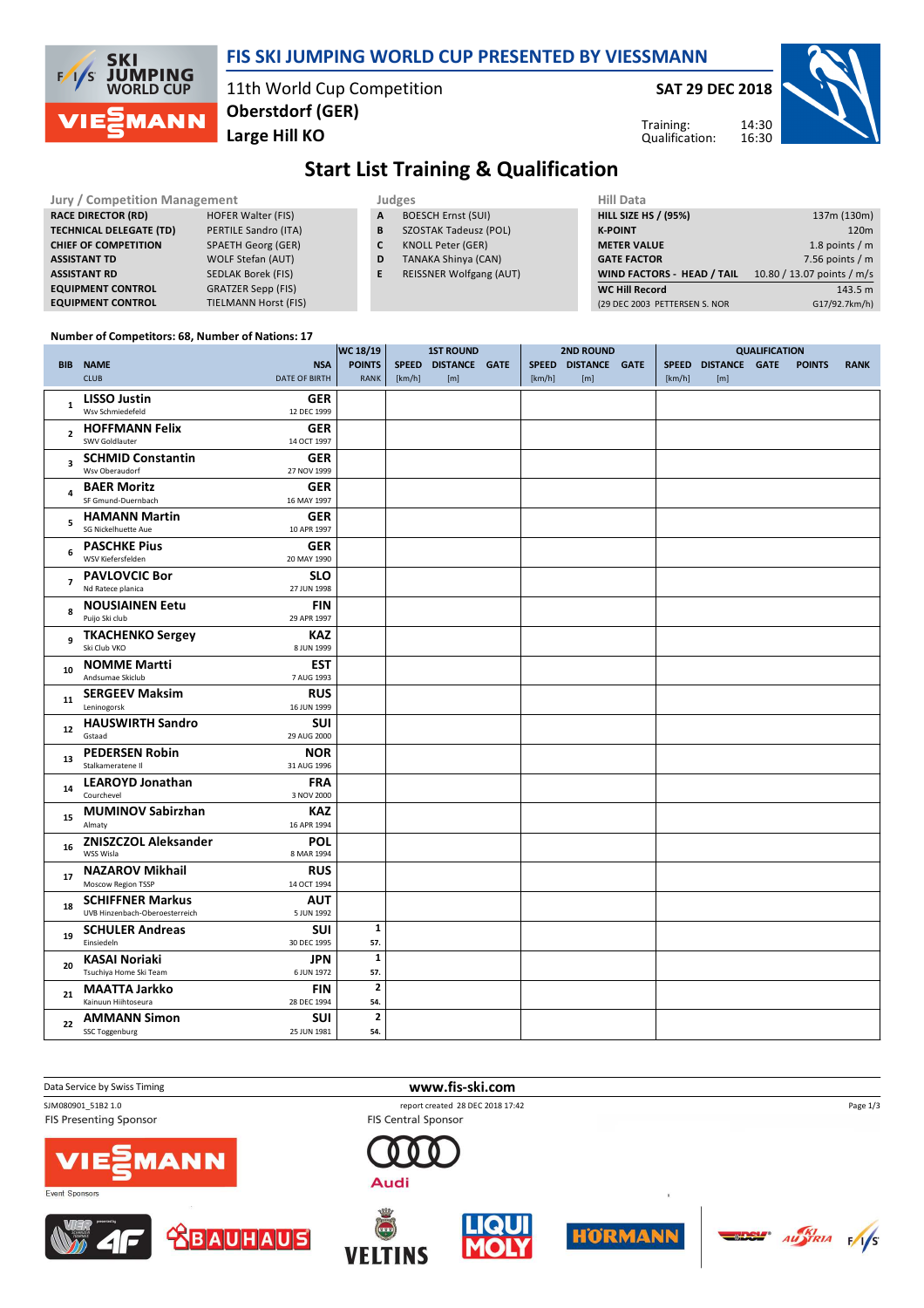# FIS SKI JUMPING WORLD CUP PRESENTED BY VIESSMANN

11th World Cup Competition
**Oberstdorf (GER)**
**Large Hill KO**

**SAT 29 DEC 2018**

Training: 14:30
Qualification: 16:30

## Start List Training & Qualification

| Jury / Competition Management | |
|---|---|
| RACE DIRECTOR (RD) | HOFER Walter (FIS) |
| TECHNICAL DELEGATE (TD) | PERTILE Sandro (ITA) |
| CHIEF OF COMPETITION | SPAETH Georg (GER) |
| ASSISTANT TD | WOLF Stefan (AUT) |
| ASSISTANT RD | SEDLAK Borek (FIS) |
| EQUIPMENT CONTROL | GRATZER Sepp (FIS) |
| EQUIPMENT CONTROL | TIELMANN Horst (FIS) |

| Judges | |
|---|---|
| A | BOESCH Ernst (SUI) |
| B | SZOSTAK Tadeusz (POL) |
| C | KNOLL Peter (GER) |
| D | TANAKA Shinya (CAN) |
| E | REISSNER Wolfgang (AUT) |

| Hill Data | |
|---|---|
| HILL SIZE HS / (95%) | 137m (130m) |
| K-POINT | 120m |
| METER VALUE | 1.8 points / m |
| GATE FACTOR | 7.56 points / m |
| WIND FACTORS - HEAD / TAIL | 10.80 / 13.07 points / m/s |
| WC Hill Record | 143.5 m |
| (29 DEC 2003 PETTERSEN S. NOR | G17/92.7km/h) |

Number of Competitors: 68, Number of Nations: 17

| BIB | NAME / CLUB | NSA / DATE OF BIRTH | WC 18/19 POINTS / RANK | 1ST ROUND SPEED [km/h] | 1ST ROUND DISTANCE [m] | 1ST ROUND GATE | 2ND ROUND SPEED [km/h] | 2ND ROUND DISTANCE [m] | 2ND ROUND GATE | QUALIFICATION SPEED [km/h] | QUALIFICATION DISTANCE [m] | QUALIFICATION GATE | QUALIFICATION POINTS | QUALIFICATION RANK |
|---|---|---|---|---|---|---|---|---|---|---|---|---|---|---|
| 1 | **LISSO Justin** Wsv Schmiedefeld | GER 12 DEC 1999 | | | | | | | | | | | | |
| 2 | **HOFFMANN Felix** SWV Goldlauter | GER 14 OCT 1997 | | | | | | | | | | | | |
| 3 | **SCHMID Constantin** Wsv Oberaudorf | GER 27 NOV 1999 | | | | | | | | | | | | |
| 4 | **BAER Moritz** SF Gmund-Duernbach | GER 16 MAY 1997 | | | | | | | | | | | | |
| 5 | **HAMANN Martin** SG Nickelhuette Aue | GER 10 APR 1997 | | | | | | | | | | | | |
| 6 | **PASCHKE Pius** WSV Kiefersfelden | GER 20 MAY 1990 | | | | | | | | | | | | |
| 7 | **PAVLOVCIC Bor** Nd Ratece planica | SLO 27 JUN 1998 | | | | | | | | | | | | |
| 8 | **NOUSIAINEN Eetu** Puijo Ski club | FIN 29 APR 1997 | | | | | | | | | | | | |
| 9 | **TKACHENKO Sergey** Ski Club VKO | KAZ 8 JUN 1999 | | | | | | | | | | | | |
| 10 | **NOMME Martti** Andsumae Skiclub | EST 7 AUG 1993 | | | | | | | | | | | | |
| 11 | **SERGEEV Maksim** Leninogorsk | RUS 16 JUN 1999 | | | | | | | | | | | | |
| 12 | **HAUSWIRTH Sandro** Gstaad | SUI 29 AUG 2000 | | | | | | | | | | | | |
| 13 | **PEDERSEN Robin** Stalkameratene Il | NOR 31 AUG 1996 | | | | | | | | | | | | |
| 14 | **LEAROYD Jonathan** Courchevel | FRA 3 NOV 2000 | | | | | | | | | | | | |
| 15 | **MUMINOV Sabirzhan** Almaty | KAZ 16 APR 1994 | | | | | | | | | | | | |
| 16 | **ZNISZCZOL Aleksander** WSS Wisla | POL 8 MAR 1994 | | | | | | | | | | | | |
| 17 | **NAZAROV Mikhail** Moscow Region TSSP | RUS 14 OCT 1994 | | | | | | | | | | | | |
| 18 | **SCHIFFNER Markus** UVB Hinzenbach-Oberoesterreich | AUT 5 JUN 1992 | | | | | | | | | | | | |
| 19 | **SCHULER Andreas** Einsiedeln | SUI 30 DEC 1995 | 1 / 57. | | | | | | | | | | | |
| 20 | **KASAI Noriaki** Tsuchiya Home Ski Team | JPN 6 JUN 1972 | 1 / 57. | | | | | | | | | | | |
| 21 | **MAATTA Jarkko** Kainuun Hiihtoseura | FIN 28 DEC 1994 | 2 / 54. | | | | | | | | | | | |
| 22 | **AMMANN Simon** SSC Toggenburg | SUI 25 JUN 1981 | 2 / 54. | | | | | | | | | | | |

Data Service by Swiss Timing
www.fis-ski.com
SJM080901_51B2 1.0 report created 28 DEC 2018 17:42
FIS Presenting Sponsor
FIS Central Sponsor
Event Sponsors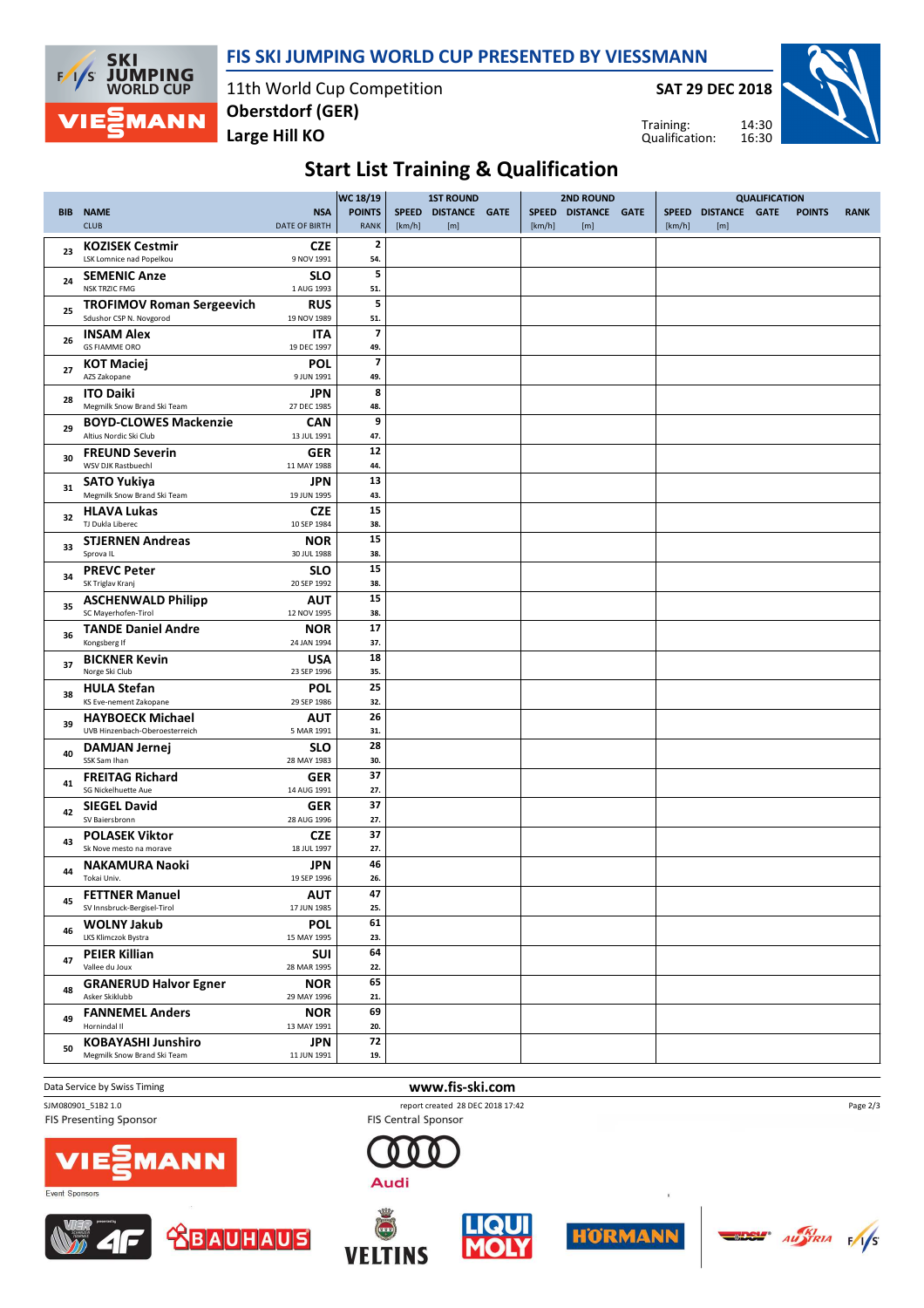# FIS SKI JUMPING WORLD CUP PRESENTED BY VIESSMANN

11th World Cup Competition
Oberstdorf (GER)
Large Hill KO

SAT 29 DEC 2018

Training: 14:30
Qualification: 16:30

## Start List Training & Qualification

| BIB | NAME / CLUB | NSA / DATE OF BIRTH | WC 18/19 POINTS / RANK | 1ST ROUND SPEED [km/h] | 1ST ROUND DISTANCE [m] | 1ST ROUND GATE | 2ND ROUND SPEED [km/h] | 2ND ROUND DISTANCE [m] | 2ND ROUND GATE | QUALIFICATION SPEED [km/h] | QUALIFICATION DISTANCE [m] | QUALIFICATION GATE | QUALIFICATION POINTS | QUALIFICATION RANK |
|---|---|---|---|---|---|---|---|---|---|---|---|---|---|---|
| 23 | **KOZISEK Cestmir** LSK Lomnice nad Popelkou | CZE 9 NOV 1991 | 2 / 54. | | | | | | | | | | | |
| 24 | **SEMENIC Anze** NSK TRZIC FMG | SLO 1 AUG 1993 | 5 / 51. | | | | | | | | | | | |
| 25 | **TROFIMOV Roman Sergeevich** Sdushor CSP N. Novgorod | RUS 19 NOV 1989 | 5 / 51. | | | | | | | | | | | |
| 26 | **INSAM Alex** GS FIAMME ORO | ITA 19 DEC 1997 | 7 / 49. | | | | | | | | | | | |
| 27 | **KOT Maciej** AZS Zakopane | POL 9 JUN 1991 | 7 / 49. | | | | | | | | | | | |
| 28 | **ITO Daiki** Megmilk Snow Brand Ski Team | JPN 27 DEC 1985 | 8 / 48. | | | | | | | | | | | |
| 29 | **BOYD-CLOWES Mackenzie** Altius Nordic Ski Club | CAN 13 JUL 1991 | 9 / 47. | | | | | | | | | | | |
| 30 | **FREUND Severin** WSV DJK Rastbuechl | GER 11 MAY 1988 | 12 / 44. | | | | | | | | | | | |
| 31 | **SATO Yukiya** Megmilk Snow Brand Ski Team | JPN 19 JUN 1995 | 13 / 43. | | | | | | | | | | | |
| 32 | **HLAVA Lukas** TJ Dukla Liberec | CZE 10 SEP 1984 | 15 / 38. | | | | | | | | | | | |
| 33 | **STJERNEN Andreas** Sprova IL | NOR 30 JUL 1988 | 15 / 38. | | | | | | | | | | | |
| 34 | **PREVC Peter** SK Triglav Kranj | SLO 20 SEP 1992 | 15 / 38. | | | | | | | | | | | |
| 35 | **ASCHENWALD Philipp** SC Mayerhofen-Tirol | AUT 12 NOV 1995 | 15 / 38. | | | | | | | | | | | |
| 36 | **TANDE Daniel Andre** Kongsberg If | NOR 24 JAN 1994 | 17 / 37. | | | | | | | | | | | |
| 37 | **BICKNER Kevin** Norge Ski Club | USA 23 SEP 1996 | 18 / 35. | | | | | | | | | | | |
| 38 | **HULA Stefan** KS Eve-nement Zakopane | POL 29 SEP 1986 | 25 / 32. | | | | | | | | | | | |
| 39 | **HAYBOECK Michael** UVB Hinzenbach-Oberoesterreich | AUT 5 MAR 1991 | 26 / 31. | | | | | | | | | | | |
| 40 | **DAMJAN Jernej** SSK Sam Ihan | SLO 28 MAY 1983 | 28 / 30. | | | | | | | | | | | |
| 41 | **FREITAG Richard** SG Nickelhuette Aue | GER 14 AUG 1991 | 37 / 27. | | | | | | | | | | | |
| 42 | **SIEGEL David** SV Baiersbronn | GER 28 AUG 1996 | 37 / 27. | | | | | | | | | | | |
| 43 | **POLASEK Viktor** Sk Nove mesto na morave | CZE 18 JUL 1997 | 37 / 27. | | | | | | | | | | | |
| 44 | **NAKAMURA Naoki** Tokai Univ. | JPN 19 SEP 1996 | 46 / 26. | | | | | | | | | | | |
| 45 | **FETTNER Manuel** SV Innsbruck-Bergisel-Tirol | AUT 17 JUN 1985 | 47 / 25. | | | | | | | | | | | |
| 46 | **WOLNY Jakub** LKS Klimczok Bystra | POL 15 MAY 1995 | 61 / 23. | | | | | | | | | | | |
| 47 | **PEIER Killian** Vallee du Joux | SUI 28 MAR 1995 | 64 / 22. | | | | | | | | | | | |
| 48 | **GRANERUD Halvor Egner** Asker Skiklubb | NOR 29 MAY 1996 | 65 / 21. | | | | | | | | | | | |
| 49 | **FANNEMEL Anders** Hornindal Il | NOR 13 MAY 1991 | 69 / 20. | | | | | | | | | | | |
| 50 | **KOBAYASHI Junshiro** Megmilk Snow Brand Ski Team | JPN 11 JUN 1991 | 72 / 19. | | | | | | | | | | | |

Data Service by Swiss Timing

www.fis-ski.com

SJM080901_51B2 1.0 report created 28 DEC 2018 17:42

FIS Presenting Sponsor

FIS Central Sponsor

Event Sponsors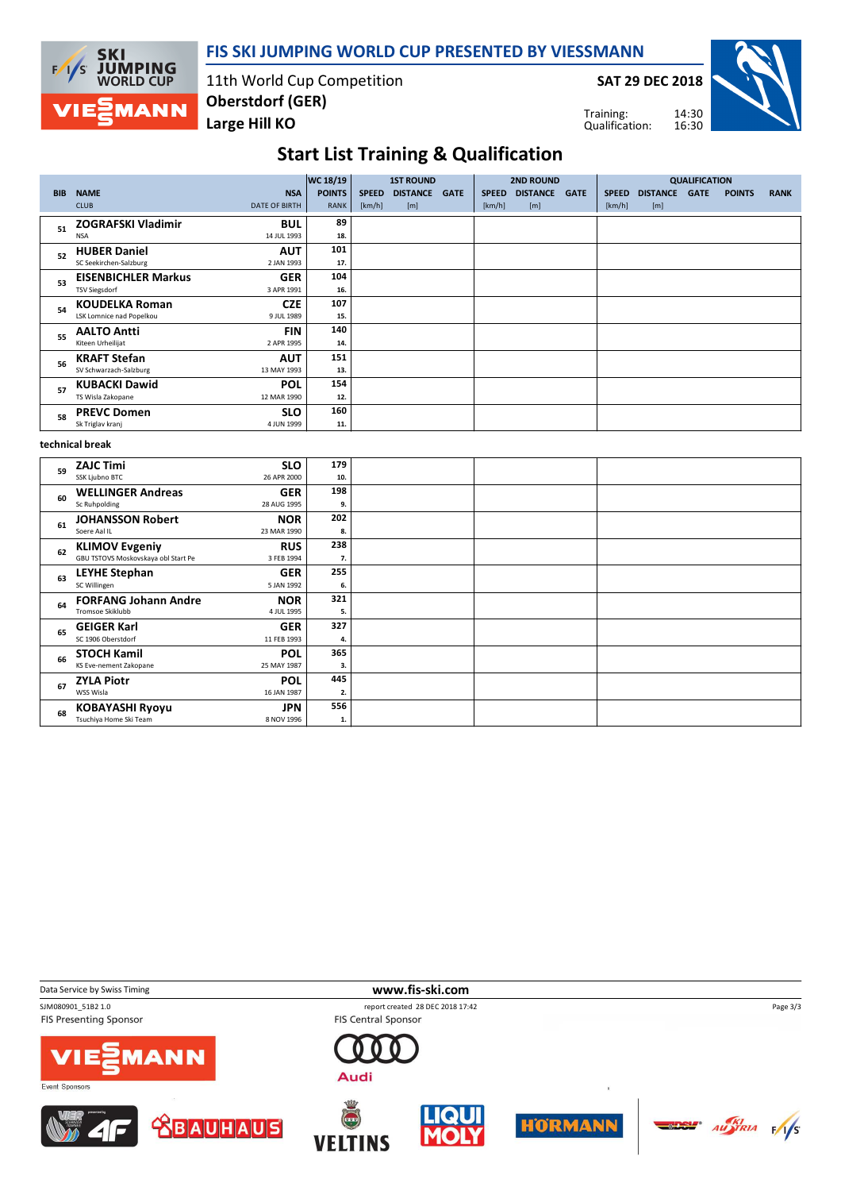# FIS SKI JUMPING WORLD CUP PRESENTED BY VIESSMANN

11th World Cup Competition
**Oberstdorf (GER)**
**Large Hill KO**

**SAT 29 DEC 2018**

Training: 14:30
Qualification: 16:30

## Start List Training & Qualification

| BIB | NAME / CLUB | NSA / DATE OF BIRTH | WC 18/19 POINTS / RANK | 1ST ROUND SPEED [km/h] | 1ST ROUND DISTANCE [m] | 1ST ROUND GATE | 2ND ROUND SPEED [km/h] | 2ND ROUND DISTANCE [m] | 2ND ROUND GATE | QUALIFICATION SPEED [km/h] | QUALIFICATION DISTANCE [m] | QUALIFICATION GATE | QUALIFICATION POINTS | QUALIFICATION RANK |
|---|---|---|---|---|---|---|---|---|---|---|---|---|---|---|
| 51 | **ZOGRAFSKI Vladimir** NSA | **BUL** 14 JUL 1993 | 89 / 18. | | | | | | | | | | | |
| 52 | **HUBER Daniel** SC Seekirchen-Salzburg | **AUT** 2 JAN 1993 | 101 / 17. | | | | | | | | | | | |
| 53 | **EISENBICHLER Markus** TSV Siegsdorf | **GER** 3 APR 1991 | 104 / 16. | | | | | | | | | | | |
| 54 | **KOUDELKA Roman** LSK Lomnice nad Popelkou | **CZE** 9 JUL 1989 | 107 / 15. | | | | | | | | | | | |
| 55 | **AALTO Antti** Kiteen Urheilijat | **FIN** 2 APR 1995 | 140 / 14. | | | | | | | | | | | |
| 56 | **KRAFT Stefan** SV Schwarzach-Salzburg | **AUT** 13 MAY 1993 | 151 / 13. | | | | | | | | | | | |
| 57 | **KUBACKI Dawid** TS Wisla Zakopane | **POL** 12 MAR 1990 | 154 / 12. | | | | | | | | | | | |
| 58 | **PREVC Domen** Sk Triglav kranj | **SLO** 4 JUN 1999 | 160 / 11. | | | | | | | | | | | |
| | **technical break** | | | | | | | | | | | | | |
| 59 | **ZAJC Timi** SSK Ljubno BTC | **SLO** 26 APR 2000 | 179 / 10. | | | | | | | | | | | |
| 60 | **WELLINGER Andreas** Sc Ruhpolding | **GER** 28 AUG 1995 | 198 / 9. | | | | | | | | | | | |
| 61 | **JOHANSSON Robert** Soere Aal IL | **NOR** 23 MAR 1990 | 202 / 8. | | | | | | | | | | | |
| 62 | **KLIMOV Evgeniy** GBU TSTOVS Moskovskaya obl Start Pe | **RUS** 3 FEB 1994 | 238 / 7. | | | | | | | | | | | |
| 63 | **LEYHE Stephan** SC Willingen | **GER** 5 JAN 1992 | 255 / 6. | | | | | | | | | | | |
| 64 | **FORFANG Johann Andre** Tromsoe Skiklubb | **NOR** 4 JUL 1995 | 321 / 5. | | | | | | | | | | | |
| 65 | **GEIGER Karl** SC 1906 Oberstdorf | **GER** 11 FEB 1993 | 327 / 4. | | | | | | | | | | | |
| 66 | **STOCH Kamil** KS Eve-nement Zakopane | **POL** 25 MAY 1987 | 365 / 3. | | | | | | | | | | | |
| 67 | **ZYLA Piotr** WSS Wisla | **POL** 16 JAN 1987 | 445 / 2. | | | | | | | | | | | |
| 68 | **KOBAYASHI Ryoyu** Tsuchiya Home Ski Team | **JPN** 8 NOV 1996 | 556 / 1. | | | | | | | | | | | |

Data Service by Swiss Timing — www.fis-ski.com

SJM080901_51B2 1.0 — report created 28 DEC 2018 17:42

FIS Presenting Sponsor: VIESSMANN — FIS Central Sponsor: Audi

Event Sponsors: 4F, BAUHAUS, VELTINS, LIQUI MOLY, HÖRMANN